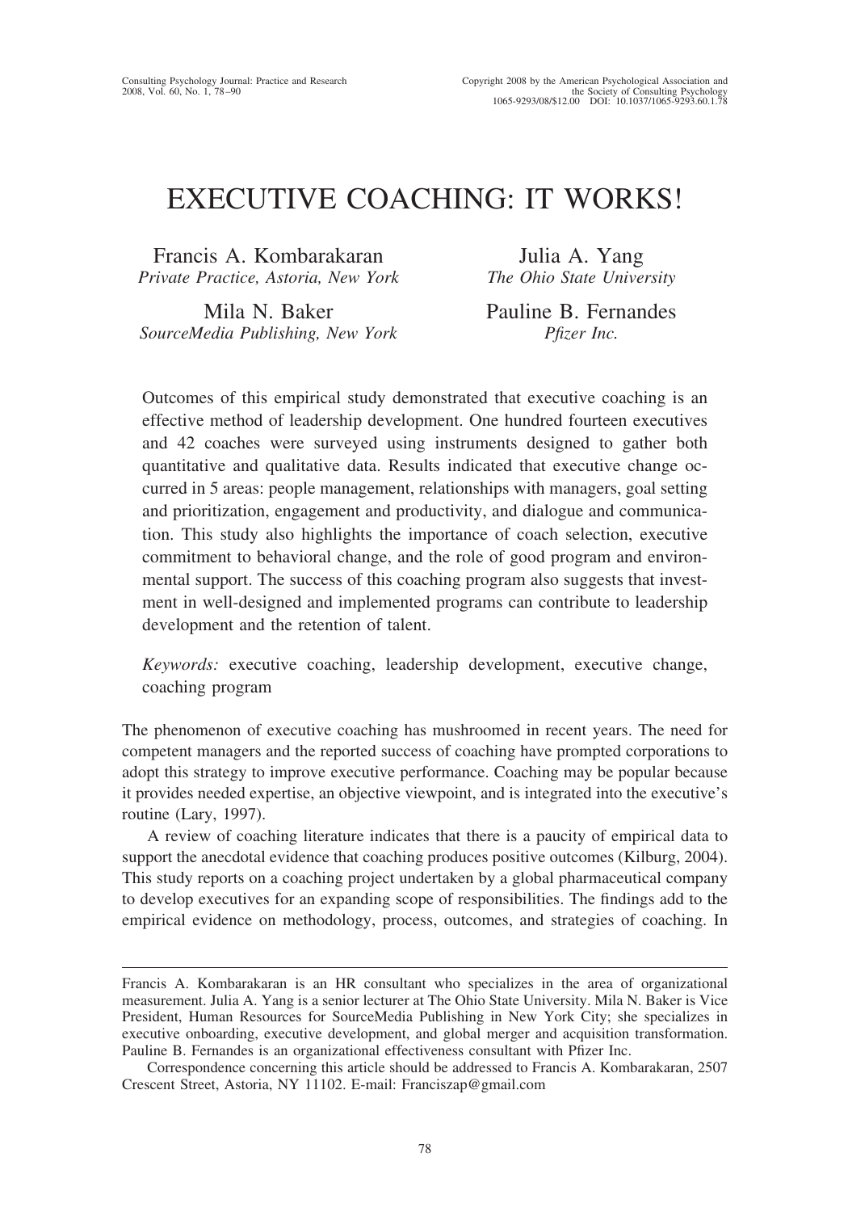# EXECUTIVE COACHING: IT WORKS!

Francis A. Kombarakaran
*Private Practice, Astoria, New York*

Julia A. Yang
*The Ohio State University*

Mila N. Baker
*SourceMedia Publishing, New York*

Pauline B. Fernandes
*Pfizer Inc.*

Outcomes of this empirical study demonstrated that executive coaching is an effective method of leadership development. One hundred fourteen executives and 42 coaches were surveyed using instruments designed to gather both quantitative and qualitative data. Results indicated that executive change occurred in 5 areas: people management, relationships with managers, goal setting and prioritization, engagement and productivity, and dialogue and communication. This study also highlights the importance of coach selection, executive commitment to behavioral change, and the role of good program and environmental support. The success of this coaching program also suggests that investment in well-designed and implemented programs can contribute to leadership development and the retention of talent.

*Keywords:* executive coaching, leadership development, executive change, coaching program

The phenomenon of executive coaching has mushroomed in recent years. The need for competent managers and the reported success of coaching have prompted corporations to adopt this strategy to improve executive performance. Coaching may be popular because it provides needed expertise, an objective viewpoint, and is integrated into the executive's routine (Lary, 1997).

A review of coaching literature indicates that there is a paucity of empirical data to support the anecdotal evidence that coaching produces positive outcomes (Kilburg, 2004). This study reports on a coaching project undertaken by a global pharmaceutical company to develop executives for an expanding scope of responsibilities. The findings add to the empirical evidence on methodology, process, outcomes, and strategies of coaching. In

---

Francis A. Kombarakaran is an HR consultant who specializes in the area of organizational measurement. Julia A. Yang is a senior lecturer at The Ohio State University. Mila N. Baker is Vice President, Human Resources for SourceMedia Publishing in New York City; she specializes in executive onboarding, executive development, and global merger and acquisition transformation. Pauline B. Fernandes is an organizational effectiveness consultant with Pfizer Inc.

Correspondence concerning this article should be addressed to Francis A. Kombarakaran, 2507 Crescent Street, Astoria, NY 11102. E-mail: Franciszap@gmail.com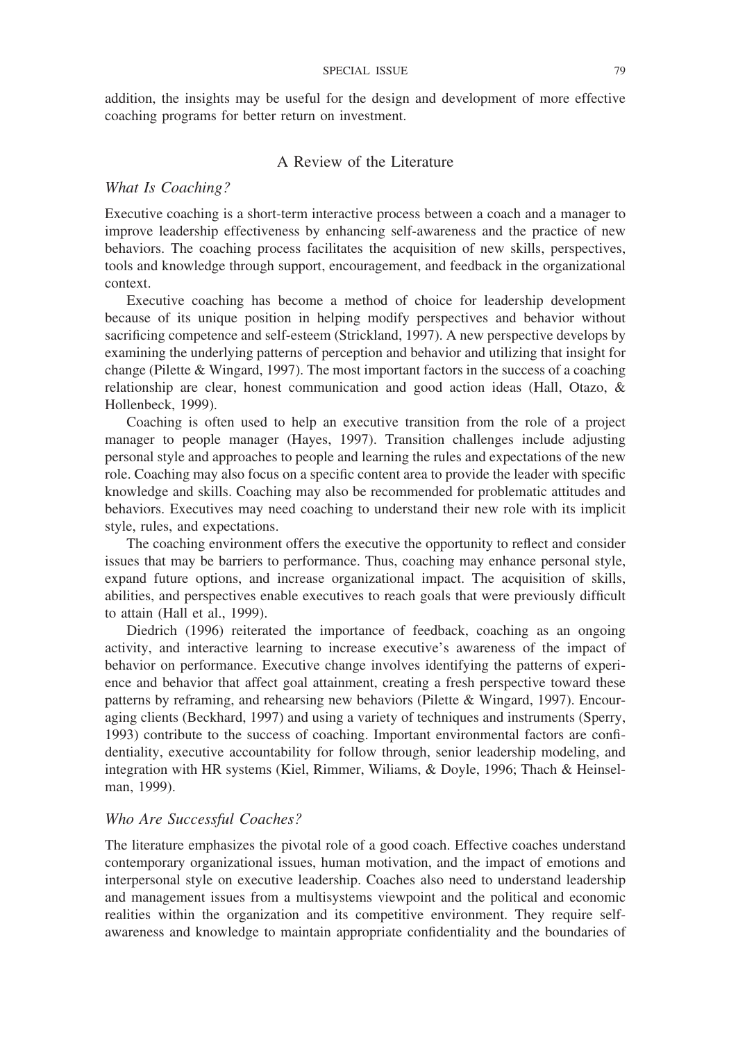addition, the insights may be useful for the design and development of more effective coaching programs for better return on investment.

## A Review of the Literature

### *What Is Coaching?*

Executive coaching is a short-term interactive process between a coach and a manager to improve leadership effectiveness by enhancing self-awareness and the practice of new behaviors. The coaching process facilitates the acquisition of new skills, perspectives, tools and knowledge through support, encouragement, and feedback in the organizational context.

Executive coaching has become a method of choice for leadership development because of its unique position in helping modify perspectives and behavior without sacrificing competence and self-esteem (Strickland, 1997). A new perspective develops by examining the underlying patterns of perception and behavior and utilizing that insight for change (Pilette & Wingard, 1997). The most important factors in the success of a coaching relationship are clear, honest communication and good action ideas (Hall, Otazo, & Hollenbeck, 1999).

Coaching is often used to help an executive transition from the role of a project manager to people manager (Hayes, 1997). Transition challenges include adjusting personal style and approaches to people and learning the rules and expectations of the new role. Coaching may also focus on a specific content area to provide the leader with specific knowledge and skills. Coaching may also be recommended for problematic attitudes and behaviors. Executives may need coaching to understand their new role with its implicit style, rules, and expectations.

The coaching environment offers the executive the opportunity to reflect and consider issues that may be barriers to performance. Thus, coaching may enhance personal style, expand future options, and increase organizational impact. The acquisition of skills, abilities, and perspectives enable executives to reach goals that were previously difficult to attain (Hall et al., 1999).

Diedrich (1996) reiterated the importance of feedback, coaching as an ongoing activity, and interactive learning to increase executive's awareness of the impact of behavior on performance. Executive change involves identifying the patterns of experience and behavior that affect goal attainment, creating a fresh perspective toward these patterns by reframing, and rehearsing new behaviors (Pilette & Wingard, 1997). Encouraging clients (Beckhard, 1997) and using a variety of techniques and instruments (Sperry, 1993) contribute to the success of coaching. Important environmental factors are confidentiality, executive accountability for follow through, senior leadership modeling, and integration with HR systems (Kiel, Rimmer, Wiliams, & Doyle, 1996; Thach & Heinselman, 1999).

### *Who Are Successful Coaches?*

The literature emphasizes the pivotal role of a good coach. Effective coaches understand contemporary organizational issues, human motivation, and the impact of emotions and interpersonal style on executive leadership. Coaches also need to understand leadership and management issues from a multisystems viewpoint and the political and economic realities within the organization and its competitive environment. They require self-awareness and knowledge to maintain appropriate confidentiality and the boundaries of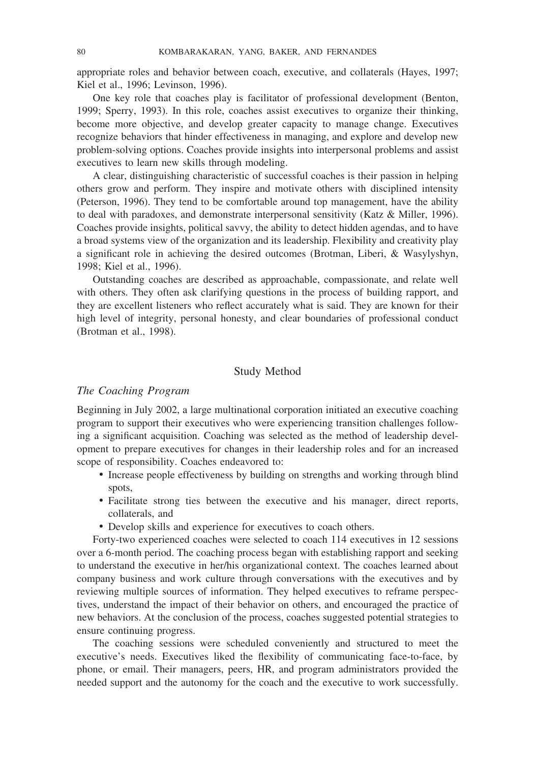appropriate roles and behavior between coach, executive, and collaterals (Hayes, 1997; Kiel et al., 1996; Levinson, 1996).

One key role that coaches play is facilitator of professional development (Benton, 1999; Sperry, 1993). In this role, coaches assist executives to organize their thinking, become more objective, and develop greater capacity to manage change. Executives recognize behaviors that hinder effectiveness in managing, and explore and develop new problem-solving options. Coaches provide insights into interpersonal problems and assist executives to learn new skills through modeling.

A clear, distinguishing characteristic of successful coaches is their passion in helping others grow and perform. They inspire and motivate others with disciplined intensity (Peterson, 1996). They tend to be comfortable around top management, have the ability to deal with paradoxes, and demonstrate interpersonal sensitivity (Katz & Miller, 1996). Coaches provide insights, political savvy, the ability to detect hidden agendas, and to have a broad systems view of the organization and its leadership. Flexibility and creativity play a significant role in achieving the desired outcomes (Brotman, Liberi, & Wasylyshyn, 1998; Kiel et al., 1996).

Outstanding coaches are described as approachable, compassionate, and relate well with others. They often ask clarifying questions in the process of building rapport, and they are excellent listeners who reflect accurately what is said. They are known for their high level of integrity, personal honesty, and clear boundaries of professional conduct (Brotman et al., 1998).

## Study Method

### *The Coaching Program*

Beginning in July 2002, a large multinational corporation initiated an executive coaching program to support their executives who were experiencing transition challenges following a significant acquisition. Coaching was selected as the method of leadership development to prepare executives for changes in their leadership roles and for an increased scope of responsibility. Coaches endeavored to:

- Increase people effectiveness by building on strengths and working through blind spots,
- Facilitate strong ties between the executive and his manager, direct reports, collaterals, and
- Develop skills and experience for executives to coach others.

Forty-two experienced coaches were selected to coach 114 executives in 12 sessions over a 6-month period. The coaching process began with establishing rapport and seeking to understand the executive in her/his organizational context. The coaches learned about company business and work culture through conversations with the executives and by reviewing multiple sources of information. They helped executives to reframe perspectives, understand the impact of their behavior on others, and encouraged the practice of new behaviors. At the conclusion of the process, coaches suggested potential strategies to ensure continuing progress.

The coaching sessions were scheduled conveniently and structured to meet the executive's needs. Executives liked the flexibility of communicating face-to-face, by phone, or email. Their managers, peers, HR, and program administrators provided the needed support and the autonomy for the coach and the executive to work successfully.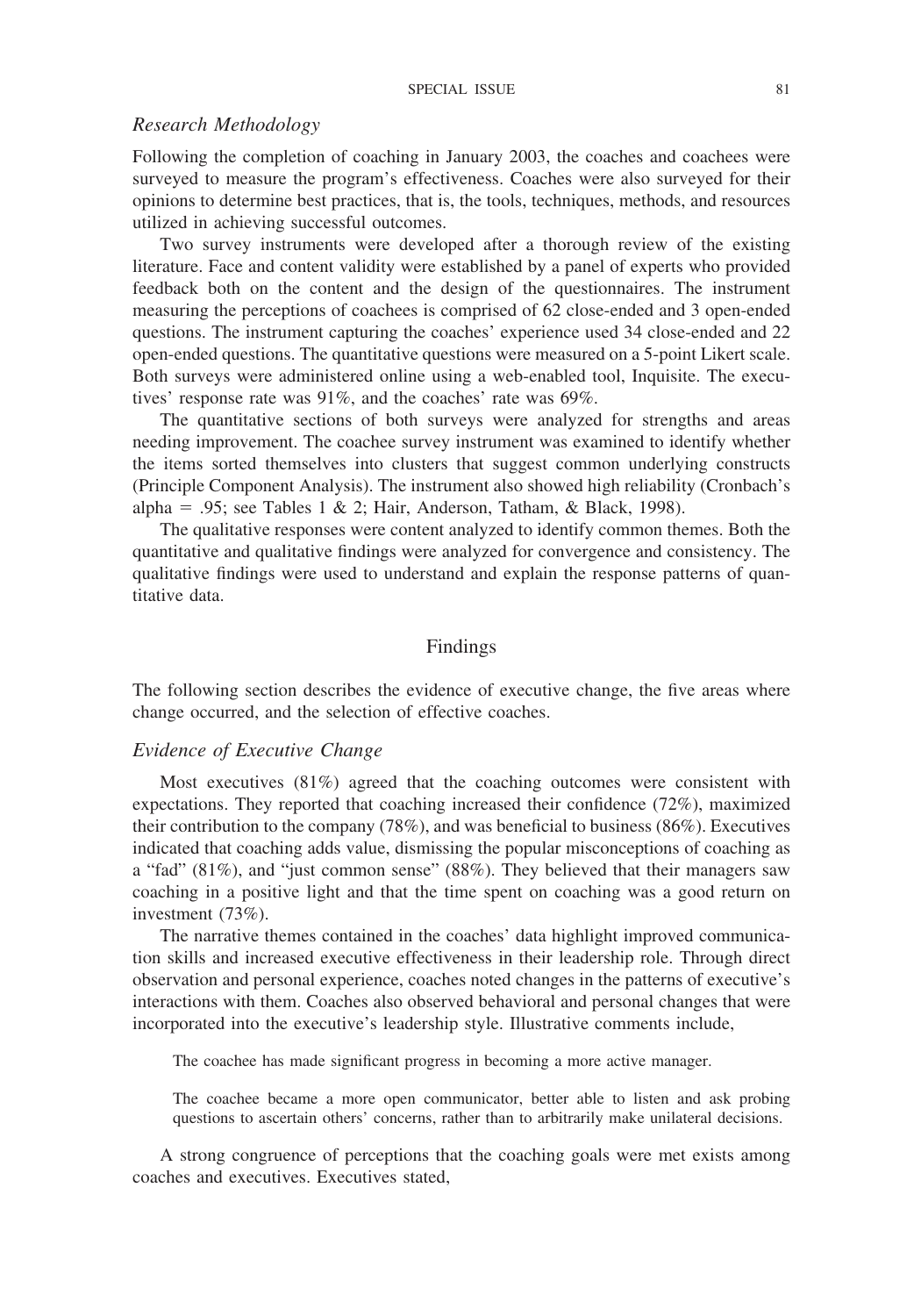### *Research Methodology*

Following the completion of coaching in January 2003, the coaches and coachees were surveyed to measure the program's effectiveness. Coaches were also surveyed for their opinions to determine best practices, that is, the tools, techniques, methods, and resources utilized in achieving successful outcomes.

Two survey instruments were developed after a thorough review of the existing literature. Face and content validity were established by a panel of experts who provided feedback both on the content and the design of the questionnaires. The instrument measuring the perceptions of coachees is comprised of 62 close-ended and 3 open-ended questions. The instrument capturing the coaches' experience used 34 close-ended and 22 open-ended questions. The quantitative questions were measured on a 5-point Likert scale. Both surveys were administered online using a web-enabled tool, Inquisite. The executives' response rate was 91%, and the coaches' rate was 69%.

The quantitative sections of both surveys were analyzed for strengths and areas needing improvement. The coachee survey instrument was examined to identify whether the items sorted themselves into clusters that suggest common underlying constructs (Principle Component Analysis). The instrument also showed high reliability (Cronbach's alpha = .95; see Tables 1 & 2; Hair, Anderson, Tatham, & Black, 1998).

The qualitative responses were content analyzed to identify common themes. Both the quantitative and qualitative findings were analyzed for convergence and consistency. The qualitative findings were used to understand and explain the response patterns of quantitative data.

## Findings

The following section describes the evidence of executive change, the five areas where change occurred, and the selection of effective coaches.

### *Evidence of Executive Change*

Most executives (81%) agreed that the coaching outcomes were consistent with expectations. They reported that coaching increased their confidence (72%), maximized their contribution to the company (78%), and was beneficial to business (86%). Executives indicated that coaching adds value, dismissing the popular misconceptions of coaching as a "fad" (81%), and "just common sense" (88%). They believed that their managers saw coaching in a positive light and that the time spent on coaching was a good return on investment (73%).

The narrative themes contained in the coaches' data highlight improved communication skills and increased executive effectiveness in their leadership role. Through direct observation and personal experience, coaches noted changes in the patterns of executive's interactions with them. Coaches also observed behavioral and personal changes that were incorporated into the executive's leadership style. Illustrative comments include,

> The coachee has made significant progress in becoming a more active manager.

> The coachee became a more open communicator, better able to listen and ask probing questions to ascertain others' concerns, rather than to arbitrarily make unilateral decisions.

A strong congruence of perceptions that the coaching goals were met exists among coaches and executives. Executives stated,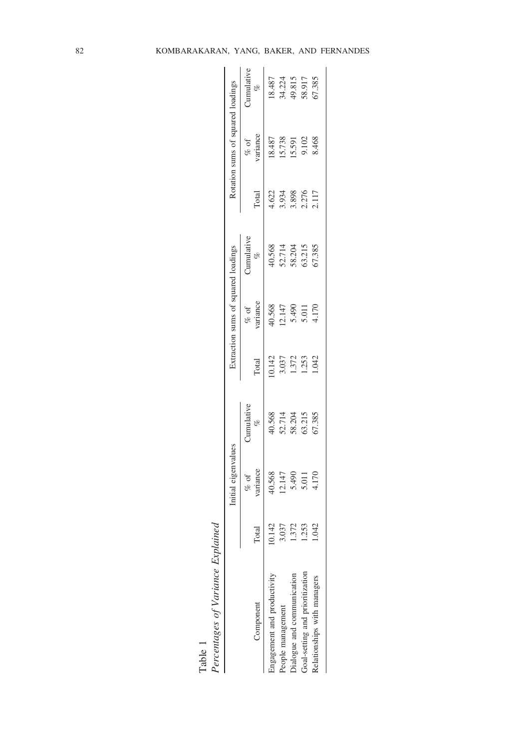Table 1
*Percentages of Variance Explained*

| Component | Initial eigenvalues | | | Extraction sums of squared loadings | | | Rotation sums of squared loadings | | |
|---|---|---|---|---|---|---|---|---|---|
| | Total | % of variance | Cumulative % | Total | % of variance | Cumulative % | Total | % of variance | Cumulative % |
| Engagement and productivity | 10.142 | 40.568 | 40.568 | 10.142 | 40.568 | 40.568 | 4.622 | 18.487 | 18.487 |
| People management | 3.037 | 12.147 | 52.714 | 3.037 | 12.147 | 52.714 | 3.934 | 15.738 | 34.224 |
| Dialogue and communication | 1.372 | 5.490 | 58.204 | 1.372 | 5.490 | 58.204 | 3.898 | 15.591 | 49.815 |
| Goal-setting and prioritization | 1.253 | 5.011 | 63.215 | 1.253 | 5.011 | 63.215 | 2.276 | 9.102 | 58.917 |
| Relationships with managers | 1.042 | 4.170 | 67.385 | 1.042 | 4.170 | 67.385 | 2.117 | 8.468 | 67.385 |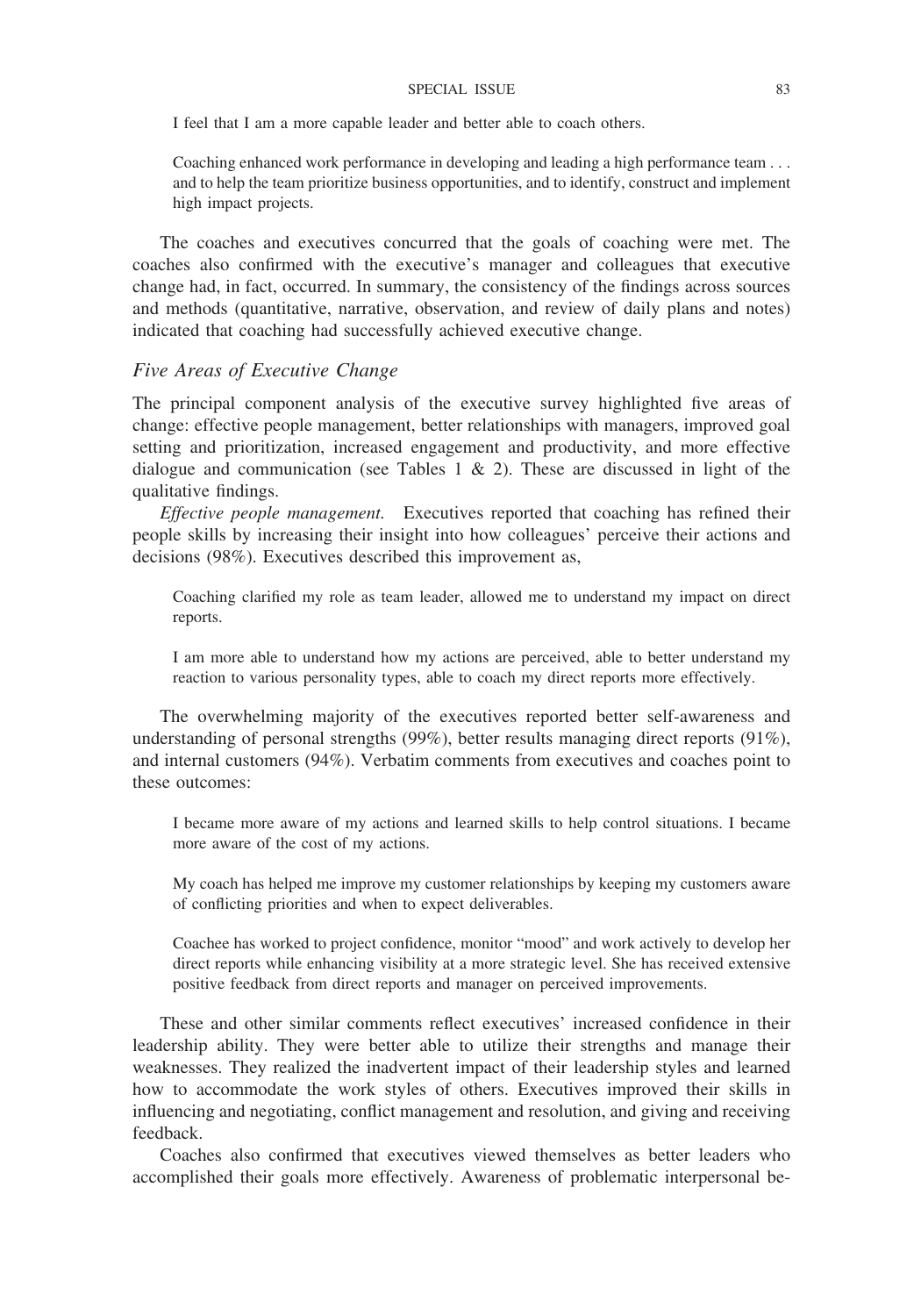> I feel that I am a more capable leader and better able to coach others.

> Coaching enhanced work performance in developing and leading a high performance team . . . and to help the team prioritize business opportunities, and to identify, construct and implement high impact projects.

The coaches and executives concurred that the goals of coaching were met. The coaches also confirmed with the executive's manager and colleagues that executive change had, in fact, occurred. In summary, the consistency of the findings across sources and methods (quantitative, narrative, observation, and review of daily plans and notes) indicated that coaching had successfully achieved executive change.

### *Five Areas of Executive Change*

The principal component analysis of the executive survey highlighted five areas of change: effective people management, better relationships with managers, improved goal setting and prioritization, increased engagement and productivity, and more effective dialogue and communication (see Tables 1 & 2). These are discussed in light of the qualitative findings.

*Effective people management.* Executives reported that coaching has refined their people skills by increasing their insight into how colleagues' perceive their actions and decisions (98%). Executives described this improvement as,

> Coaching clarified my role as team leader, allowed me to understand my impact on direct reports.

> I am more able to understand how my actions are perceived, able to better understand my reaction to various personality types, able to coach my direct reports more effectively.

The overwhelming majority of the executives reported better self-awareness and understanding of personal strengths (99%), better results managing direct reports (91%), and internal customers (94%). Verbatim comments from executives and coaches point to these outcomes:

> I became more aware of my actions and learned skills to help control situations. I became more aware of the cost of my actions.

> My coach has helped me improve my customer relationships by keeping my customers aware of conflicting priorities and when to expect deliverables.

> Coachee has worked to project confidence, monitor "mood" and work actively to develop her direct reports while enhancing visibility at a more strategic level. She has received extensive positive feedback from direct reports and manager on perceived improvements.

These and other similar comments reflect executives' increased confidence in their leadership ability. They were better able to utilize their strengths and manage their weaknesses. They realized the inadvertent impact of their leadership styles and learned how to accommodate the work styles of others. Executives improved their skills in influencing and negotiating, conflict management and resolution, and giving and receiving feedback.

Coaches also confirmed that executives viewed themselves as better leaders who accomplished their goals more effectively. Awareness of problematic interpersonal be-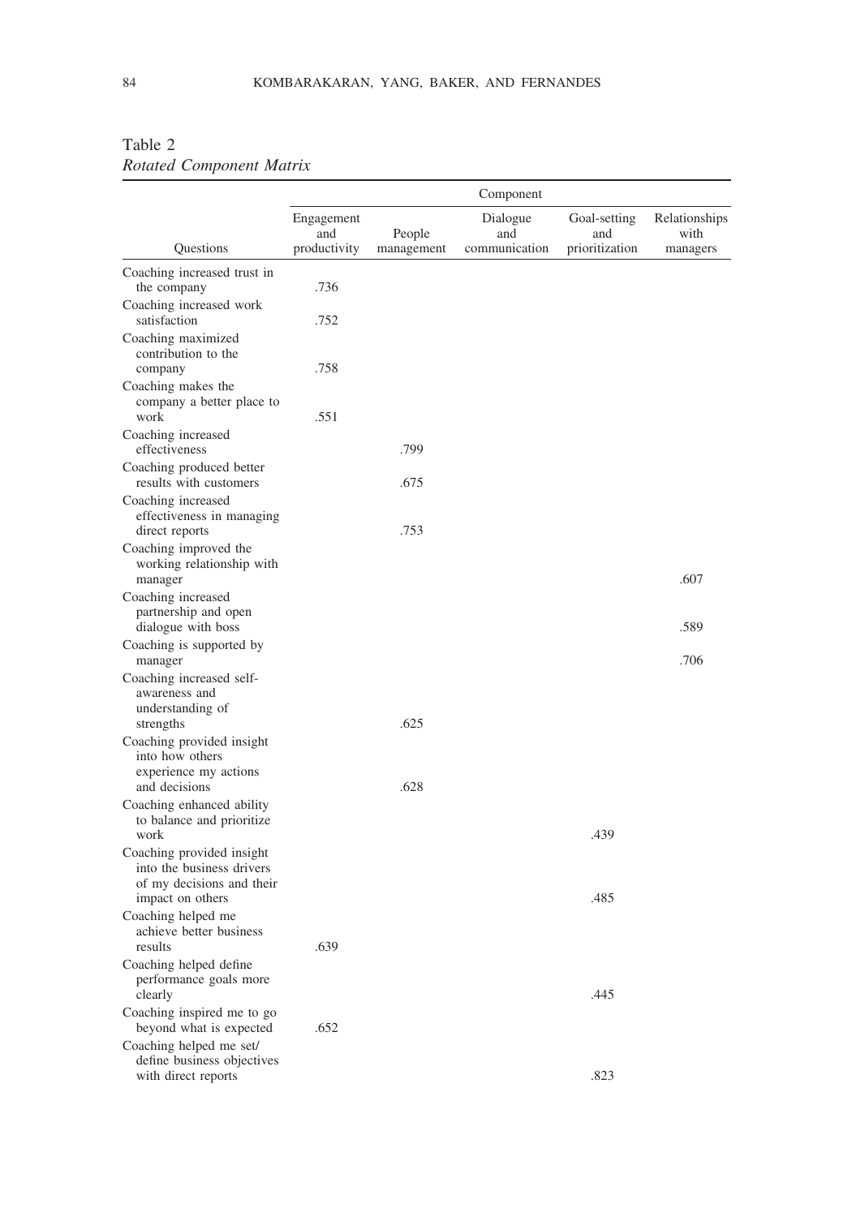Table 2
*Rotated Component Matrix*

| Questions | Component | | | | |
|---|---|---|---|---|---|
| | Engagement and productivity | People management | Dialogue and communication | Goal-setting and prioritization | Relationships with managers |
| Coaching increased trust in the company | .736 | | | | |
| Coaching increased work satisfaction | .752 | | | | |
| Coaching maximized contribution to the company | .758 | | | | |
| Coaching makes the company a better place to work | .551 | | | | |
| Coaching increased effectiveness | | .799 | | | |
| Coaching produced better results with customers | | .675 | | | |
| Coaching increased effectiveness in managing direct reports | | .753 | | | |
| Coaching improved the working relationship with manager | | | | | .607 |
| Coaching increased partnership and open dialogue with boss | | | | | .589 |
| Coaching is supported by manager | | | | | .706 |
| Coaching increased self-awareness and understanding of strengths | | .625 | | | |
| Coaching provided insight into how others experience my actions and decisions | | .628 | | | |
| Coaching enhanced ability to balance and prioritize work | | | | .439 | |
| Coaching provided insight into the business drivers of my decisions and their impact on others | | | | .485 | |
| Coaching helped me achieve better business results | .639 | | | | |
| Coaching helped define performance goals more clearly | | | | .445 | |
| Coaching inspired me to go beyond what is expected | .652 | | | | |
| Coaching helped me set/define business objectives with direct reports | | | | .823 | |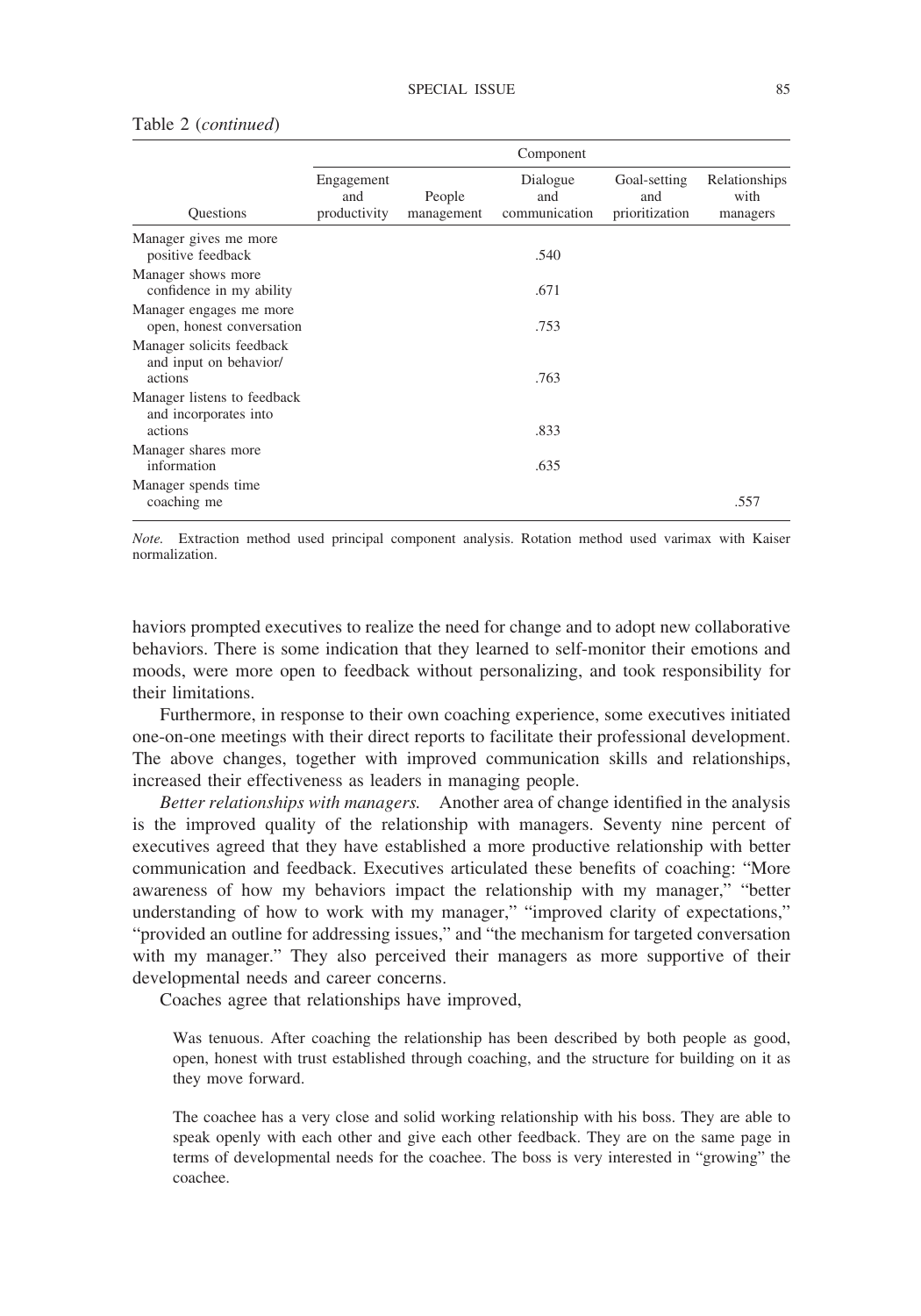Table 2 (*continued*)

| Questions | Engagement and productivity | People management | Dialogue and communication | Goal-setting and prioritization | Relationships with managers |
|---|---|---|---|---|---|
| | Component | | | | |
| Manager gives me more positive feedback | | | .540 | | |
| Manager shows more confidence in my ability | | | .671 | | |
| Manager engages me more open, honest conversation | | | .753 | | |
| Manager solicits feedback and input on behavior/actions | | | .763 | | |
| Manager listens to feedback and incorporates into actions | | | .833 | | |
| Manager shares more information | | | .635 | | |
| Manager spends time coaching me | | | | | .557 |

*Note.* Extraction method used principal component analysis. Rotation method used varimax with Kaiser normalization.

haviors prompted executives to realize the need for change and to adopt new collaborative behaviors. There is some indication that they learned to self-monitor their emotions and moods, were more open to feedback without personalizing, and took responsibility for their limitations.

Furthermore, in response to their own coaching experience, some executives initiated one-on-one meetings with their direct reports to facilitate their professional development. The above changes, together with improved communication skills and relationships, increased their effectiveness as leaders in managing people.

*Better relationships with managers.* Another area of change identified in the analysis is the improved quality of the relationship with managers. Seventy nine percent of executives agreed that they have established a more productive relationship with better communication and feedback. Executives articulated these benefits of coaching: "More awareness of how my behaviors impact the relationship with my manager," "better understanding of how to work with my manager," "improved clarity of expectations," "provided an outline for addressing issues," and "the mechanism for targeted conversation with my manager." They also perceived their managers as more supportive of their developmental needs and career concerns.

Coaches agree that relationships have improved,

> Was tenuous. After coaching the relationship has been described by both people as good, open, honest with trust established through coaching, and the structure for building on it as they move forward.

> The coachee has a very close and solid working relationship with his boss. They are able to speak openly with each other and give each other feedback. They are on the same page in terms of developmental needs for the coachee. The boss is very interested in "growing" the coachee.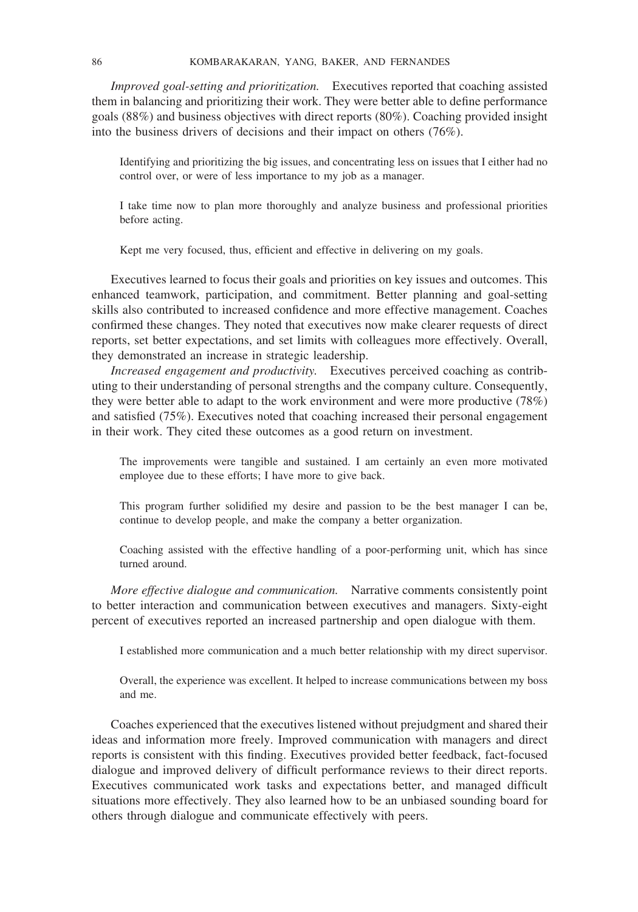*Improved goal-setting and prioritization.* Executives reported that coaching assisted them in balancing and prioritizing their work. They were better able to define performance goals (88%) and business objectives with direct reports (80%). Coaching provided insight into the business drivers of decisions and their impact on others (76%).

> Identifying and prioritizing the big issues, and concentrating less on issues that I either had no control over, or were of less importance to my job as a manager.
>
> I take time now to plan more thoroughly and analyze business and professional priorities before acting.
>
> Kept me very focused, thus, efficient and effective in delivering on my goals.

Executives learned to focus their goals and priorities on key issues and outcomes. This enhanced teamwork, participation, and commitment. Better planning and goal-setting skills also contributed to increased confidence and more effective management. Coaches confirmed these changes. They noted that executives now make clearer requests of direct reports, set better expectations, and set limits with colleagues more effectively. Overall, they demonstrated an increase in strategic leadership.

*Increased engagement and productivity.* Executives perceived coaching as contributing to their understanding of personal strengths and the company culture. Consequently, they were better able to adapt to the work environment and were more productive (78%) and satisfied (75%). Executives noted that coaching increased their personal engagement in their work. They cited these outcomes as a good return on investment.

> The improvements were tangible and sustained. I am certainly an even more motivated employee due to these efforts; I have more to give back.
>
> This program further solidified my desire and passion to be the best manager I can be, continue to develop people, and make the company a better organization.
>
> Coaching assisted with the effective handling of a poor-performing unit, which has since turned around.

*More effective dialogue and communication.* Narrative comments consistently point to better interaction and communication between executives and managers. Sixty-eight percent of executives reported an increased partnership and open dialogue with them.

> I established more communication and a much better relationship with my direct supervisor.
>
> Overall, the experience was excellent. It helped to increase communications between my boss and me.

Coaches experienced that the executives listened without prejudgment and shared their ideas and information more freely. Improved communication with managers and direct reports is consistent with this finding. Executives provided better feedback, fact-focused dialogue and improved delivery of difficult performance reviews to their direct reports. Executives communicated work tasks and expectations better, and managed difficult situations more effectively. They also learned how to be an unbiased sounding board for others through dialogue and communicate effectively with peers.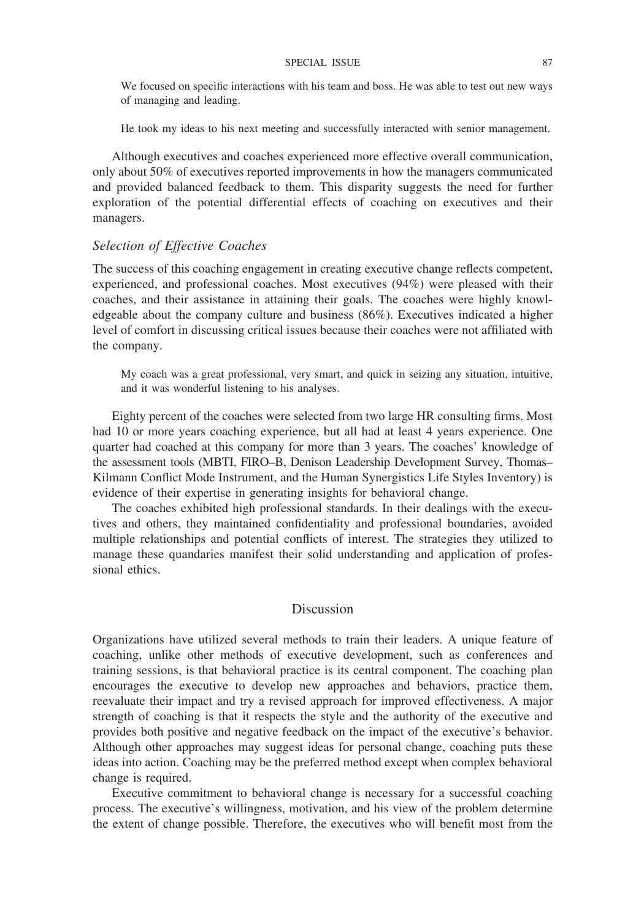> We focused on specific interactions with his team and boss. He was able to test out new ways of managing and leading.

> He took my ideas to his next meeting and successfully interacted with senior management.

Although executives and coaches experienced more effective overall communication, only about 50% of executives reported improvements in how the managers communicated and provided balanced feedback to them. This disparity suggests the need for further exploration of the potential differential effects of coaching on executives and their managers.

### *Selection of Effective Coaches*

The success of this coaching engagement in creating executive change reflects competent, experienced, and professional coaches. Most executives (94%) were pleased with their coaches, and their assistance in attaining their goals. The coaches were highly knowledgeable about the company culture and business (86%). Executives indicated a higher level of comfort in discussing critical issues because their coaches were not affiliated with the company.

> My coach was a great professional, very smart, and quick in seizing any situation, intuitive, and it was wonderful listening to his analyses.

Eighty percent of the coaches were selected from two large HR consulting firms. Most had 10 or more years coaching experience, but all had at least 4 years experience. One quarter had coached at this company for more than 3 years. The coaches' knowledge of the assessment tools (MBTI, FIRO–B, Denison Leadership Development Survey, Thomas–Kilmann Conflict Mode Instrument, and the Human Synergistics Life Styles Inventory) is evidence of their expertise in generating insights for behavioral change.

The coaches exhibited high professional standards. In their dealings with the executives and others, they maintained confidentiality and professional boundaries, avoided multiple relationships and potential conflicts of interest. The strategies they utilized to manage these quandaries manifest their solid understanding and application of professional ethics.

## Discussion

Organizations have utilized several methods to train their leaders. A unique feature of coaching, unlike other methods of executive development, such as conferences and training sessions, is that behavioral practice is its central component. The coaching plan encourages the executive to develop new approaches and behaviors, practice them, reevaluate their impact and try a revised approach for improved effectiveness. A major strength of coaching is that it respects the style and the authority of the executive and provides both positive and negative feedback on the impact of the executive's behavior. Although other approaches may suggest ideas for personal change, coaching puts these ideas into action. Coaching may be the preferred method except when complex behavioral change is required.

Executive commitment to behavioral change is necessary for a successful coaching process. The executive's willingness, motivation, and his view of the problem determine the extent of change possible. Therefore, the executives who will benefit most from the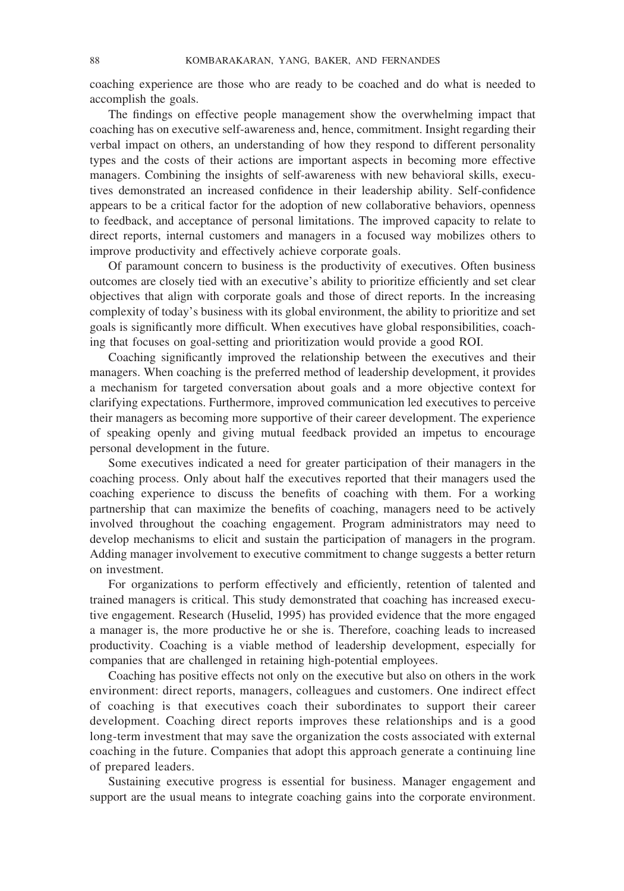coaching experience are those who are ready to be coached and do what is needed to accomplish the goals.

The findings on effective people management show the overwhelming impact that coaching has on executive self-awareness and, hence, commitment. Insight regarding their verbal impact on others, an understanding of how they respond to different personality types and the costs of their actions are important aspects in becoming more effective managers. Combining the insights of self-awareness with new behavioral skills, executives demonstrated an increased confidence in their leadership ability. Self-confidence appears to be a critical factor for the adoption of new collaborative behaviors, openness to feedback, and acceptance of personal limitations. The improved capacity to relate to direct reports, internal customers and managers in a focused way mobilizes others to improve productivity and effectively achieve corporate goals.

Of paramount concern to business is the productivity of executives. Often business outcomes are closely tied with an executive's ability to prioritize efficiently and set clear objectives that align with corporate goals and those of direct reports. In the increasing complexity of today's business with its global environment, the ability to prioritize and set goals is significantly more difficult. When executives have global responsibilities, coaching that focuses on goal-setting and prioritization would provide a good ROI.

Coaching significantly improved the relationship between the executives and their managers. When coaching is the preferred method of leadership development, it provides a mechanism for targeted conversation about goals and a more objective context for clarifying expectations. Furthermore, improved communication led executives to perceive their managers as becoming more supportive of their career development. The experience of speaking openly and giving mutual feedback provided an impetus to encourage personal development in the future.

Some executives indicated a need for greater participation of their managers in the coaching process. Only about half the executives reported that their managers used the coaching experience to discuss the benefits of coaching with them. For a working partnership that can maximize the benefits of coaching, managers need to be actively involved throughout the coaching engagement. Program administrators may need to develop mechanisms to elicit and sustain the participation of managers in the program. Adding manager involvement to executive commitment to change suggests a better return on investment.

For organizations to perform effectively and efficiently, retention of talented and trained managers is critical. This study demonstrated that coaching has increased executive engagement. Research (Huselid, 1995) has provided evidence that the more engaged a manager is, the more productive he or she is. Therefore, coaching leads to increased productivity. Coaching is a viable method of leadership development, especially for companies that are challenged in retaining high-potential employees.

Coaching has positive effects not only on the executive but also on others in the work environment: direct reports, managers, colleagues and customers. One indirect effect of coaching is that executives coach their subordinates to support their career development. Coaching direct reports improves these relationships and is a good long-term investment that may save the organization the costs associated with external coaching in the future. Companies that adopt this approach generate a continuing line of prepared leaders.

Sustaining executive progress is essential for business. Manager engagement and support are the usual means to integrate coaching gains into the corporate environment.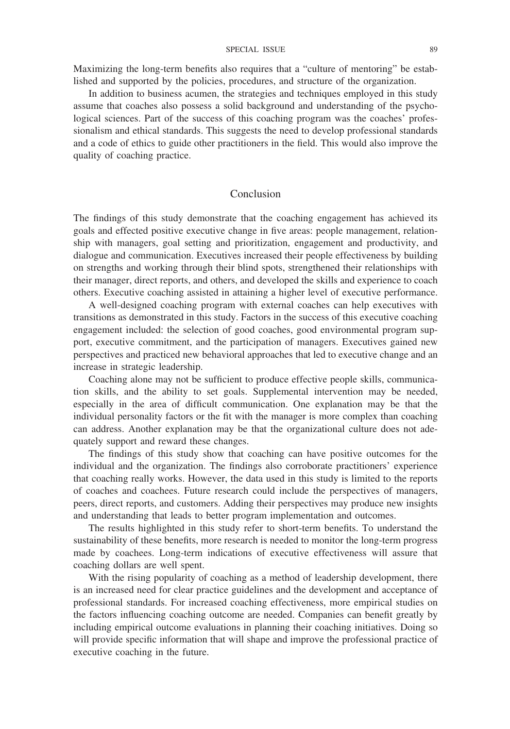Maximizing the long-term benefits also requires that a "culture of mentoring" be established and supported by the policies, procedures, and structure of the organization.

In addition to business acumen, the strategies and techniques employed in this study assume that coaches also possess a solid background and understanding of the psychological sciences. Part of the success of this coaching program was the coaches' professionalism and ethical standards. This suggests the need to develop professional standards and a code of ethics to guide other practitioners in the field. This would also improve the quality of coaching practice.

## Conclusion

The findings of this study demonstrate that the coaching engagement has achieved its goals and effected positive executive change in five areas: people management, relationship with managers, goal setting and prioritization, engagement and productivity, and dialogue and communication. Executives increased their people effectiveness by building on strengths and working through their blind spots, strengthened their relationships with their manager, direct reports, and others, and developed the skills and experience to coach others. Executive coaching assisted in attaining a higher level of executive performance.

A well-designed coaching program with external coaches can help executives with transitions as demonstrated in this study. Factors in the success of this executive coaching engagement included: the selection of good coaches, good environmental program support, executive commitment, and the participation of managers. Executives gained new perspectives and practiced new behavioral approaches that led to executive change and an increase in strategic leadership.

Coaching alone may not be sufficient to produce effective people skills, communication skills, and the ability to set goals. Supplemental intervention may be needed, especially in the area of difficult communication. One explanation may be that the individual personality factors or the fit with the manager is more complex than coaching can address. Another explanation may be that the organizational culture does not adequately support and reward these changes.

The findings of this study show that coaching can have positive outcomes for the individual and the organization. The findings also corroborate practitioners' experience that coaching really works. However, the data used in this study is limited to the reports of coaches and coachees. Future research could include the perspectives of managers, peers, direct reports, and customers. Adding their perspectives may produce new insights and understanding that leads to better program implementation and outcomes.

The results highlighted in this study refer to short-term benefits. To understand the sustainability of these benefits, more research is needed to monitor the long-term progress made by coachees. Long-term indications of executive effectiveness will assure that coaching dollars are well spent.

With the rising popularity of coaching as a method of leadership development, there is an increased need for clear practice guidelines and the development and acceptance of professional standards. For increased coaching effectiveness, more empirical studies on the factors influencing coaching outcome are needed. Companies can benefit greatly by including empirical outcome evaluations in planning their coaching initiatives. Doing so will provide specific information that will shape and improve the professional practice of executive coaching in the future.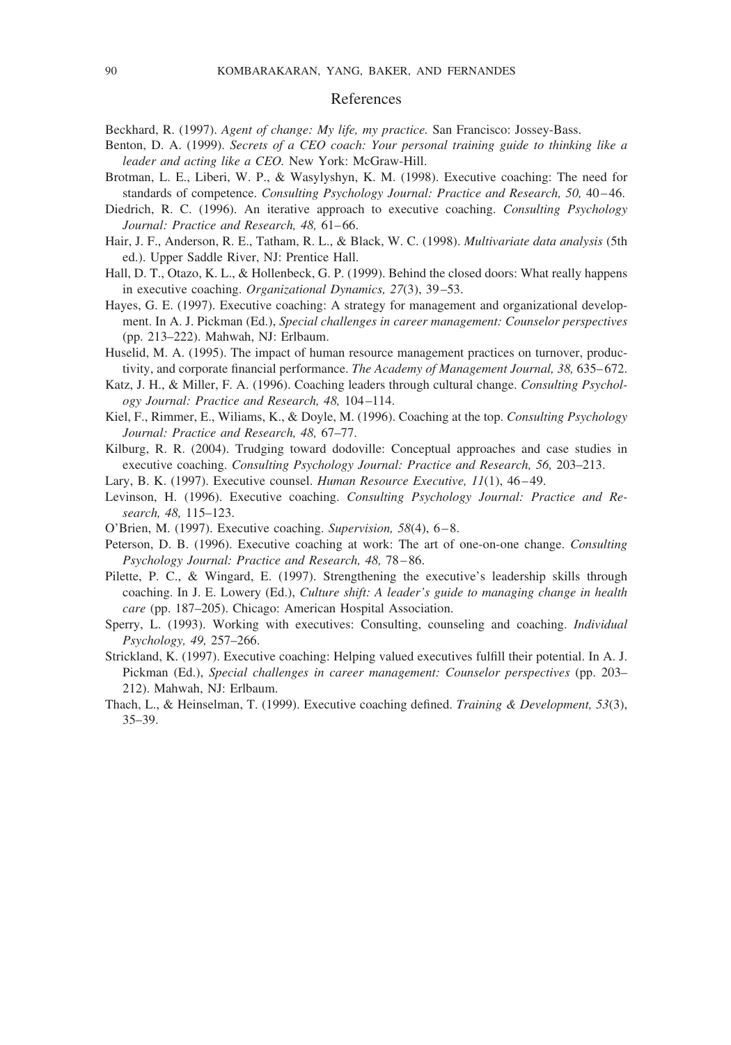## References

Beckhard, R. (1997). *Agent of change: My life, my practice.* San Francisco: Jossey-Bass.

Benton, D. A. (1999). *Secrets of a CEO coach: Your personal training guide to thinking like a leader and acting like a CEO.* New York: McGraw-Hill.

Brotman, L. E., Liberi, W. P., & Wasylyshyn, K. M. (1998). Executive coaching: The need for standards of competence. *Consulting Psychology Journal: Practice and Research, 50,* 40–46.

Diedrich, R. C. (1996). An iterative approach to executive coaching. *Consulting Psychology Journal: Practice and Research, 48,* 61–66.

Hair, J. F., Anderson, R. E., Tatham, R. L., & Black, W. C. (1998). *Multivariate data analysis* (5th ed.). Upper Saddle River, NJ: Prentice Hall.

Hall, D. T., Otazo, K. L., & Hollenbeck, G. P. (1999). Behind the closed doors: What really happens in executive coaching. *Organizational Dynamics, 27*(3), 39–53.

Hayes, G. E. (1997). Executive coaching: A strategy for management and organizational development. In A. J. Pickman (Ed.), *Special challenges in career management: Counselor perspectives* (pp. 213–222). Mahwah, NJ: Erlbaum.

Huselid, M. A. (1995). The impact of human resource management practices on turnover, productivity, and corporate financial performance. *The Academy of Management Journal, 38,* 635–672.

Katz, J. H., & Miller, F. A. (1996). Coaching leaders through cultural change. *Consulting Psychology Journal: Practice and Research, 48,* 104–114.

Kiel, F., Rimmer, E., Wiliams, K., & Doyle, M. (1996). Coaching at the top. *Consulting Psychology Journal: Practice and Research, 48,* 67–77.

Kilburg, R. R. (2004). Trudging toward dodoville: Conceptual approaches and case studies in executive coaching. *Consulting Psychology Journal: Practice and Research, 56,* 203–213.

Lary, B. K. (1997). Executive counsel. *Human Resource Executive, 11*(1), 46–49.

Levinson, H. (1996). Executive coaching. *Consulting Psychology Journal: Practice and Research, 48,* 115–123.

O'Brien, M. (1997). Executive coaching. *Supervision, 58*(4), 6–8.

Peterson, D. B. (1996). Executive coaching at work: The art of one-on-one change. *Consulting Psychology Journal: Practice and Research, 48,* 78–86.

Pilette, P. C., & Wingard, E. (1997). Strengthening the executive's leadership skills through coaching. In J. E. Lowery (Ed.), *Culture shift: A leader's guide to managing change in health care* (pp. 187–205). Chicago: American Hospital Association.

Sperry, L. (1993). Working with executives: Consulting, counseling and coaching. *Individual Psychology, 49,* 257–266.

Strickland, K. (1997). Executive coaching: Helping valued executives fulfill their potential. In A. J. Pickman (Ed.), *Special challenges in career management: Counselor perspectives* (pp. 203–212). Mahwah, NJ: Erlbaum.

Thach, L., & Heinselman, T. (1999). Executive coaching defined. *Training & Development, 53*(3), 35–39.